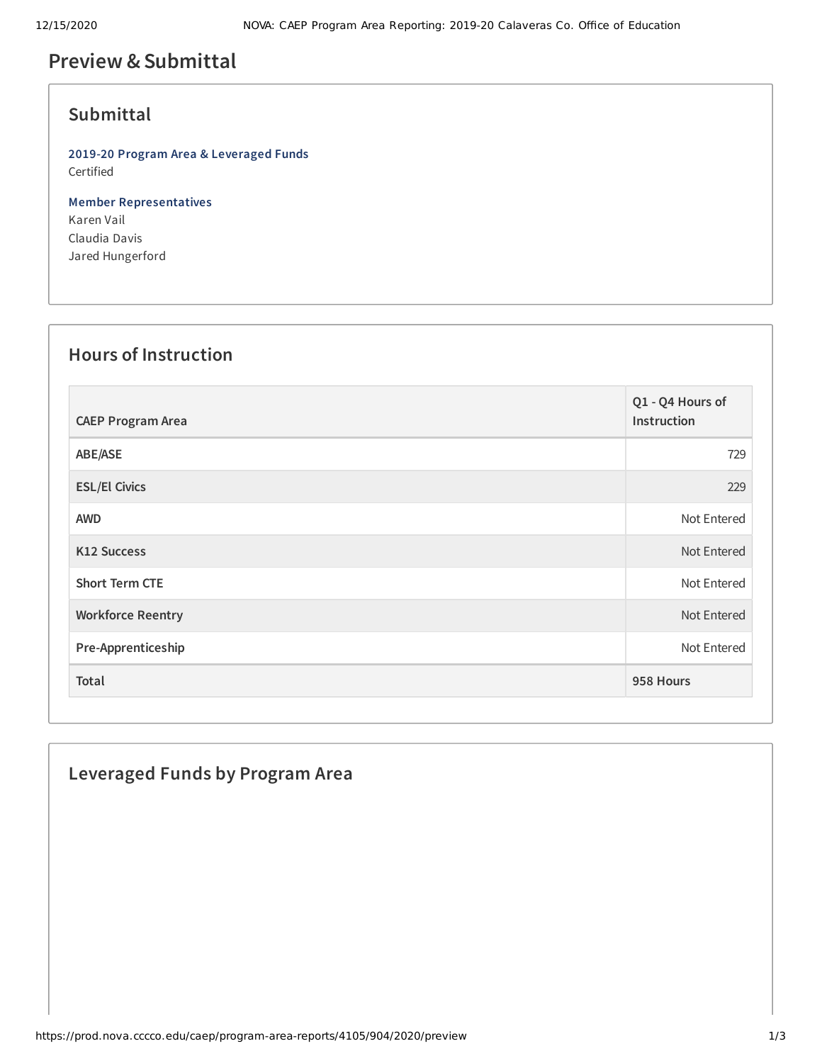# Preview & Submittal

## Submittal

**2019-20 Program Area & Leveraged Funds**
Certified

**Member Representatives**
Karen Vail
Claudia Davis
Jared Hungerford

## Hours of Instruction

| CAEP Program Area | Q1 - Q4 Hours of Instruction |
|---|---|
| ABE/ASE | 729 |
| ESL/El Civics | 229 |
| AWD | Not Entered |
| K12 Success | Not Entered |
| Short Term CTE | Not Entered |
| Workforce Reentry | Not Entered |
| Pre-Apprenticeship | Not Entered |
| Total | 958 Hours |

## Leveraged Funds by Program Area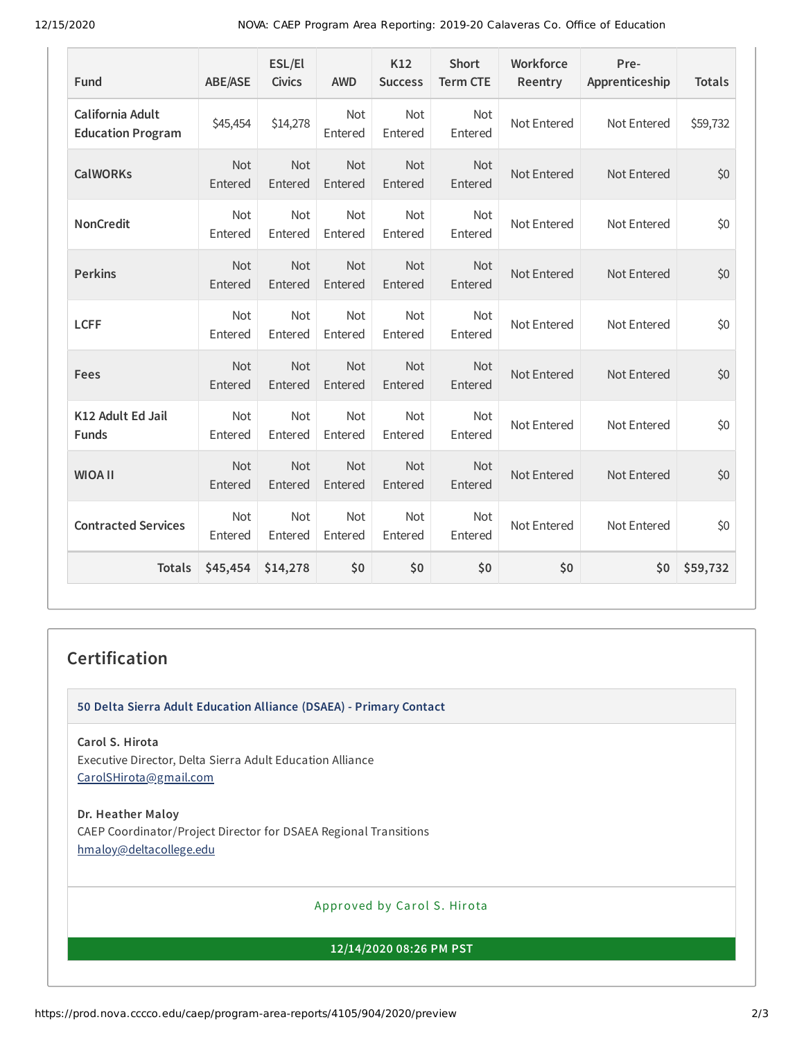| Fund | ABE/ASE | ESL/El Civics | AWD | K12 Success | Short Term CTE | Workforce Reentry | Pre-Apprenticeship | Totals |
|---|---|---|---|---|---|---|---|---|
| California Adult Education Program | $45,454 | $14,278 | Not Entered | Not Entered | Not Entered | Not Entered | Not Entered | $59,732 |
| CalWORKs | Not Entered | Not Entered | Not Entered | Not Entered | Not Entered | Not Entered | Not Entered | $0 |
| NonCredit | Not Entered | Not Entered | Not Entered | Not Entered | Not Entered | Not Entered | Not Entered | $0 |
| Perkins | Not Entered | Not Entered | Not Entered | Not Entered | Not Entered | Not Entered | Not Entered | $0 |
| LCFF | Not Entered | Not Entered | Not Entered | Not Entered | Not Entered | Not Entered | Not Entered | $0 |
| Fees | Not Entered | Not Entered | Not Entered | Not Entered | Not Entered | Not Entered | Not Entered | $0 |
| K12 Adult Ed Jail Funds | Not Entered | Not Entered | Not Entered | Not Entered | Not Entered | Not Entered | Not Entered | $0 |
| WIOA II | Not Entered | Not Entered | Not Entered | Not Entered | Not Entered | Not Entered | Not Entered | $0 |
| Contracted Services | Not Entered | Not Entered | Not Entered | Not Entered | Not Entered | Not Entered | Not Entered | $0 |
| **Totals** | **$45,454** | **$14,278** | **$0** | **$0** | **$0** | **$0** | **$0** | **$59,732** |

## Certification

**50 Delta Sierra Adult Education Alliance (DSAEA) - Primary Contact**

**Carol S. Hirota**
Executive Director, Delta Sierra Adult Education Alliance
CarolSHirota@gmail.com

**Dr. Heather Maloy**
CAEP Coordinator/Project Director for DSAEA Regional Transitions
hmaloy@deltacollege.edu

Approved by Carol S. Hirota

**12/14/2020 08:26 PM PST**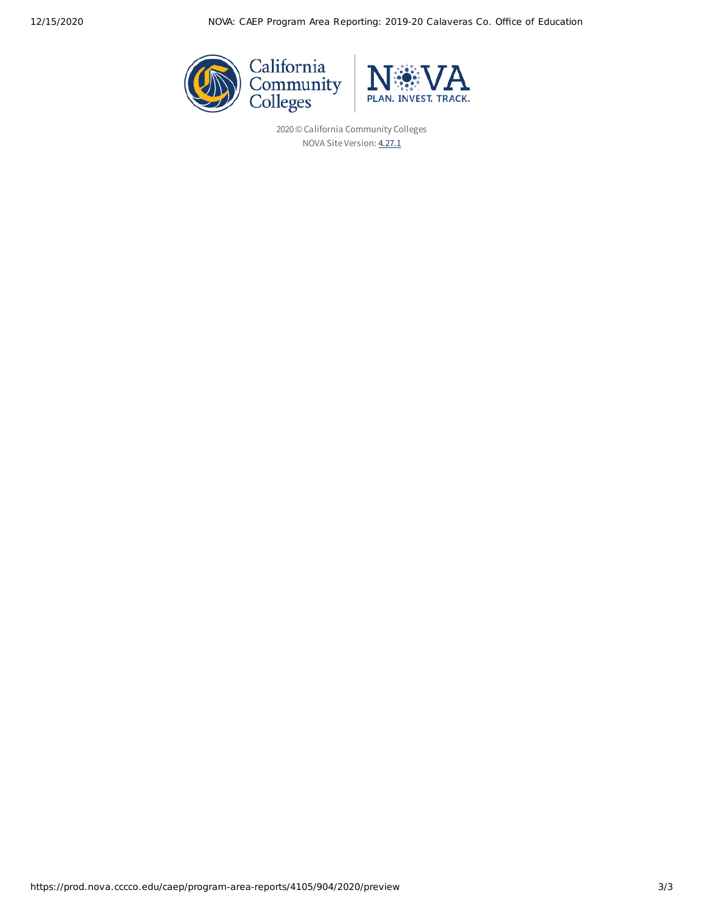2020 © California Community Colleges
NOVA Site Version: 4.27.1